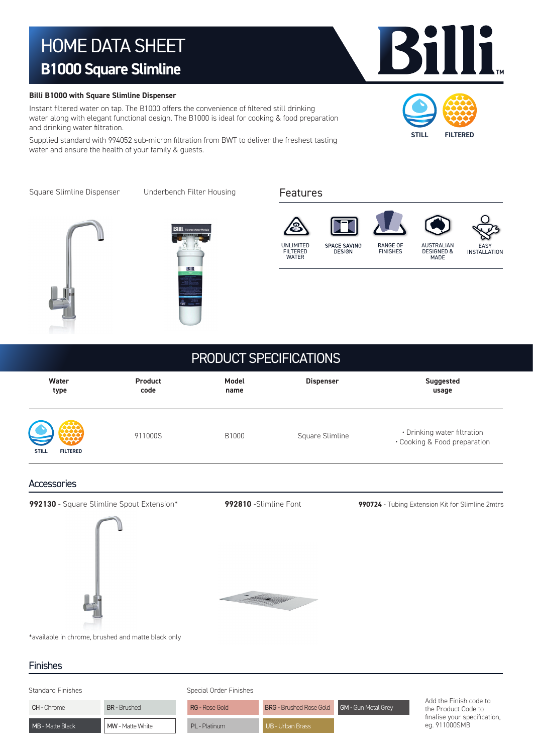# HOME DATA SHEET
## B1000 Square Slimline

Billi

**Billi B1000 with Square Slimline Dispenser**

Instant filtered water on tap. The B1000 offers the convenience of filtered still drinking water along with elegant functional design. The B1000 is ideal for cooking & food preparation and drinking water filtration.

Supplied standard with 994052 sub-micron filtration from BWT to deliver the freshest tasting water and ensure the health of your family & guests.

STILL FILTERED

Square Slimline Dispenser

Underbench Filter Housing

### Features

- UNLIMITED FILTERED WATER
- SPACE SAVING DESIGN
- RANGE OF FINISHES
- AUSTRALIAN DESIGNED & MADE
- EASY INSTALLATION

## PRODUCT SPECIFICATIONS

| Water type | Product code | Model name | Dispenser | Suggested usage |
|---|---|---|---|---|
| STILL FILTERED | 911000S | B1000 | Square Slimline | • Drinking water filtration<br>• Cooking & Food preparation |

### Accessories

**992130** - Square Slimline Spout Extension*

**992810** -Slimline Font

**990724** - Tubing Extension Kit for Slimline 2mtrs

*available in chrome, brushed and matte black only

### Finishes

| Standard Finishes | | Special Order Finishes | | |
|---|---|---|---|---|
| CH - Chrome | BR - Brushed | RG - Rose Gold | BRG - Brushed Rose Gold | GM - Gun Metal Grey |
| MB - Matte Black | MW - Matte White | PL - Platinum | UB - Urban Brass | |

Add the Finish code to the Product Code to finalise your specification, eg. 911000SMB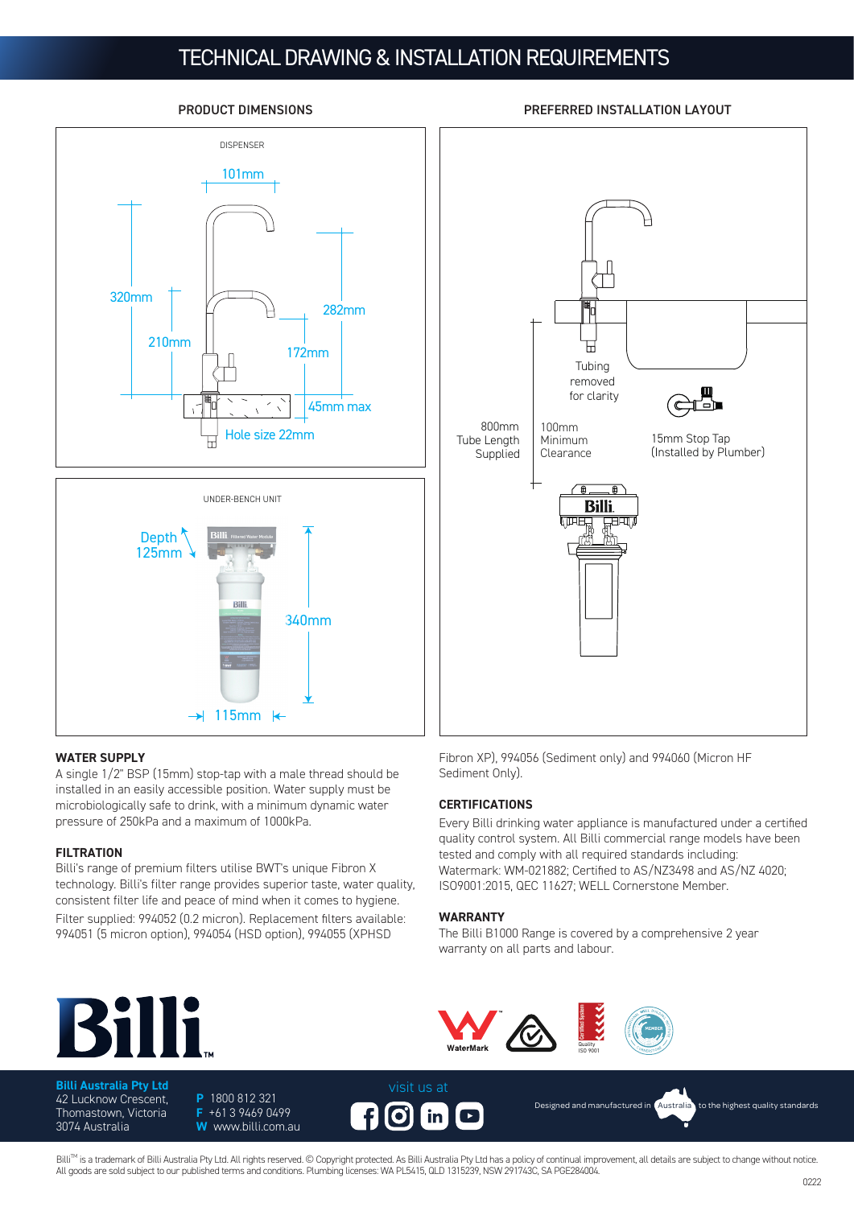# TECHNICAL DRAWING & INSTALLATION REQUIREMENTS

## PRODUCT DIMENSIONS

DISPENSER

101mm

320mm

210mm

282mm

172mm

45mm max

Hole size 22mm

UNDER-BENCH UNIT

Depth 125mm

340mm

115mm

## PREFERRED INSTALLATION LAYOUT

Tubing removed for clarity

800mm Tube Length Supplied

100mm Minimum Clearance

15mm Stop Tap (Installed by Plumber)

### WATER SUPPLY

A single 1/2" BSP (15mm) stop-tap with a male thread should be installed in an easily accessible position. Water supply must be microbiologically safe to drink, with a minimum dynamic water pressure of 250kPa and a maximum of 1000kPa.

### FILTRATION

Billi's range of premium filters utilise BWT's unique Fibron X technology. Billi's filter range provides superior taste, water quality, consistent filter life and peace of mind when it comes to hygiene.

Filter supplied: 994052 (0.2 micron). Replacement filters available: 994051 (5 micron option), 994054 (HSD option), 994055 (XPHSD Fibron XP), 994056 (Sediment only) and 994060 (Micron HF Sediment Only).

### CERTIFICATIONS

Every Billi drinking water appliance is manufactured under a certified quality control system. All Billi commercial range models have been tested and comply with all required standards including: Watermark: WM-021882; Certified to AS/NZ3498 and AS/NZ 4020; ISO9001:2015, QEC 11627; WELL Cornerstone Member.

### WARRANTY

The Billi B1000 Range is covered by a comprehensive 2 year warranty on all parts and labour.

**Billi Australia Pty Ltd**
42 Lucknow Crescent,
Thomastown, Victoria
3074 Australia

**P** 1800 812 321
**F** +61 3 9469 0499
**W** www.billi.com.au

visit us at

Designed and manufactured in Australia to the highest quality standards

Billi™ is a trademark of Billi Australia Pty Ltd. All rights reserved. © Copyright protected. As Billi Australia Pty Ltd has a policy of continual improvement, all details are subject to change without notice. All goods are sold subject to our published terms and conditions. Plumbing licenses: WA PL5415, QLD 1315239, NSW 291743C, SA PGE284004.

0222